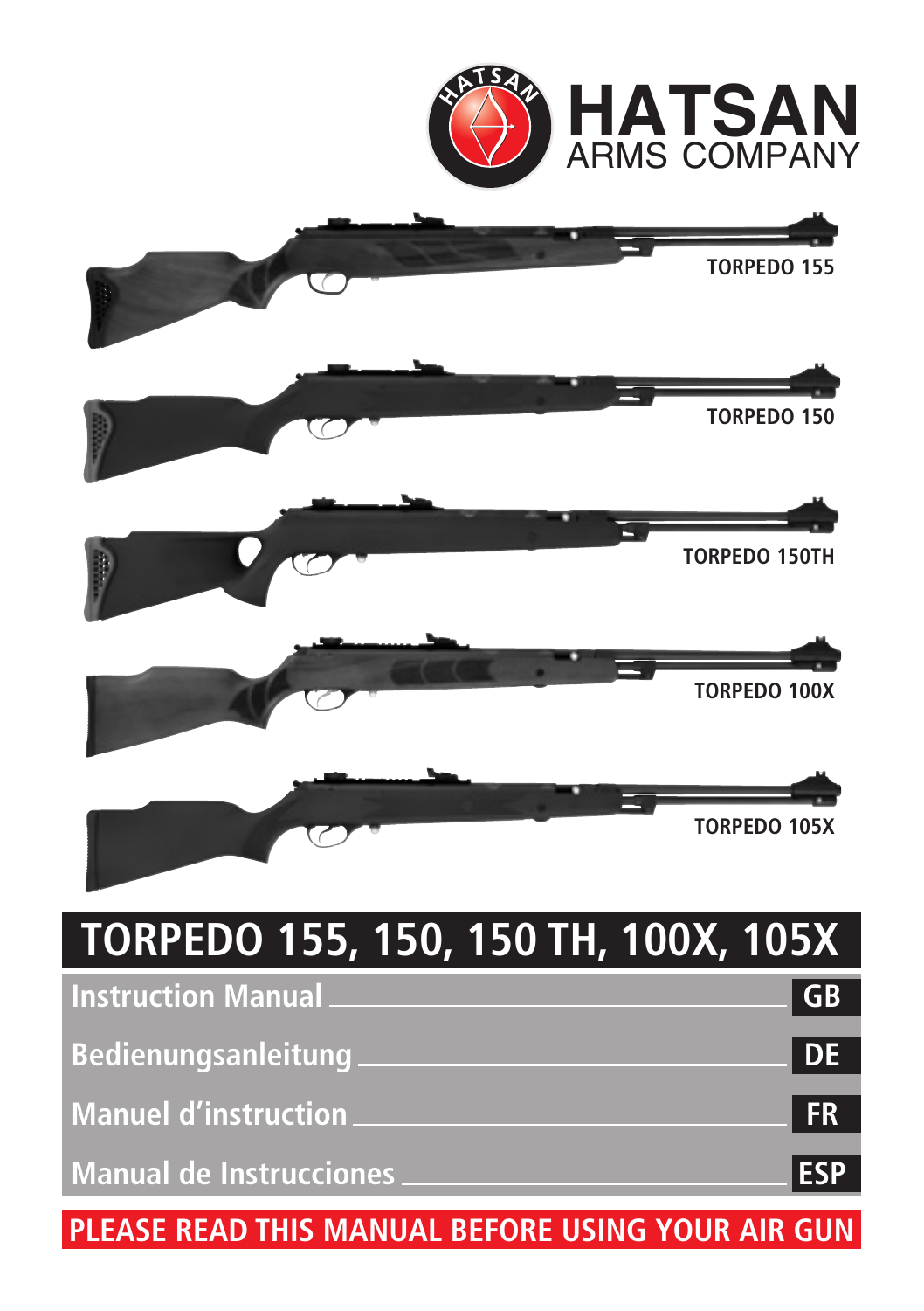HATSAN ARMS COMPANY

TORPEDO 155

TORPEDO 150

TORPEDO 150TH

TORPEDO 100X

TORPEDO 105X

# TORPEDO 155, 150, 150 TH, 100X, 105X

| | |
|---|---|
| Instruction Manual | GB |
| Bedienungsanleitung | DE |
| Manuel d'instruction | FR |
| Manual de Instrucciones | ESP |

**PLEASE READ THIS MANUAL BEFORE USING YOUR AIR GUN**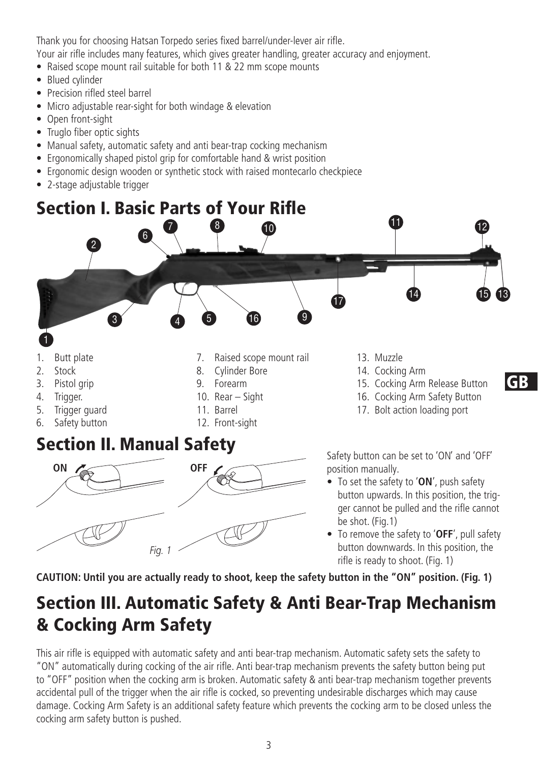Thank you for choosing Hatsan Torpedo series fixed barrel/under-lever air rifle.
Your air rifle includes many features, which gives greater handling, greater accuracy and enjoyment.

- Raised scope mount rail suitable for both 11 & 22 mm scope mounts
- Blued cylinder
- Precision rifled steel barrel
- Micro adjustable rear-sight for both windage & elevation
- Open front-sight
- Truglo fiber optic sights
- Manual safety, automatic safety and anti bear-trap cocking mechanism
- Ergonomically shaped pistol grip for comfortable hand & wrist position
- Ergonomic design wooden or synthetic stock with raised montecarlo checkpiece
- 2-stage adjustable trigger

## Section I. Basic Parts of Your Rifle

1. Butt plate
2. Stock
3. Pistol grip
4. Trigger.
5. Trigger guard
6. Safety button
7. Raised scope mount rail
8. Cylinder Bore
9. Forearm
10. Rear – Sight
11. Barrel
12. Front-sight
13. Muzzle
14. Cocking Arm
15. Cocking Arm Release Button
16. Cocking Arm Safety Button
17. Bolt action loading port

## Section II. Manual Safety

ON OFF

*Fig. 1*

Safety button can be set to 'ON' and 'OFF' position manually.

- To set the safety to '**ON**', push safety button upwards. In this position, the trigger cannot be pulled and the rifle cannot be shot. (Fig.1)
- To remove the safety to '**OFF**', pull safety button downwards. In this position, the rifle is ready to shoot. (Fig. 1)

**CAUTION: Until you are actually ready to shoot, keep the safety button in the "ON" position. (Fig. 1)**

## Section III. Automatic Safety & Anti Bear-Trap Mechanism & Cocking Arm Safety

This air rifle is equipped with automatic safety and anti bear-trap mechanism. Automatic safety sets the safety to "ON" automatically during cocking of the air rifle. Anti bear-trap mechanism prevents the safety button being put to "OFF" position when the cocking arm is broken. Automatic safety & anti bear-trap mechanism together prevents accidental pull of the trigger when the air rifle is cocked, so preventing undesirable discharges which may cause damage. Cocking Arm Safety is an additional safety feature which prevents the cocking arm to be closed unless the cocking arm safety button is pushed.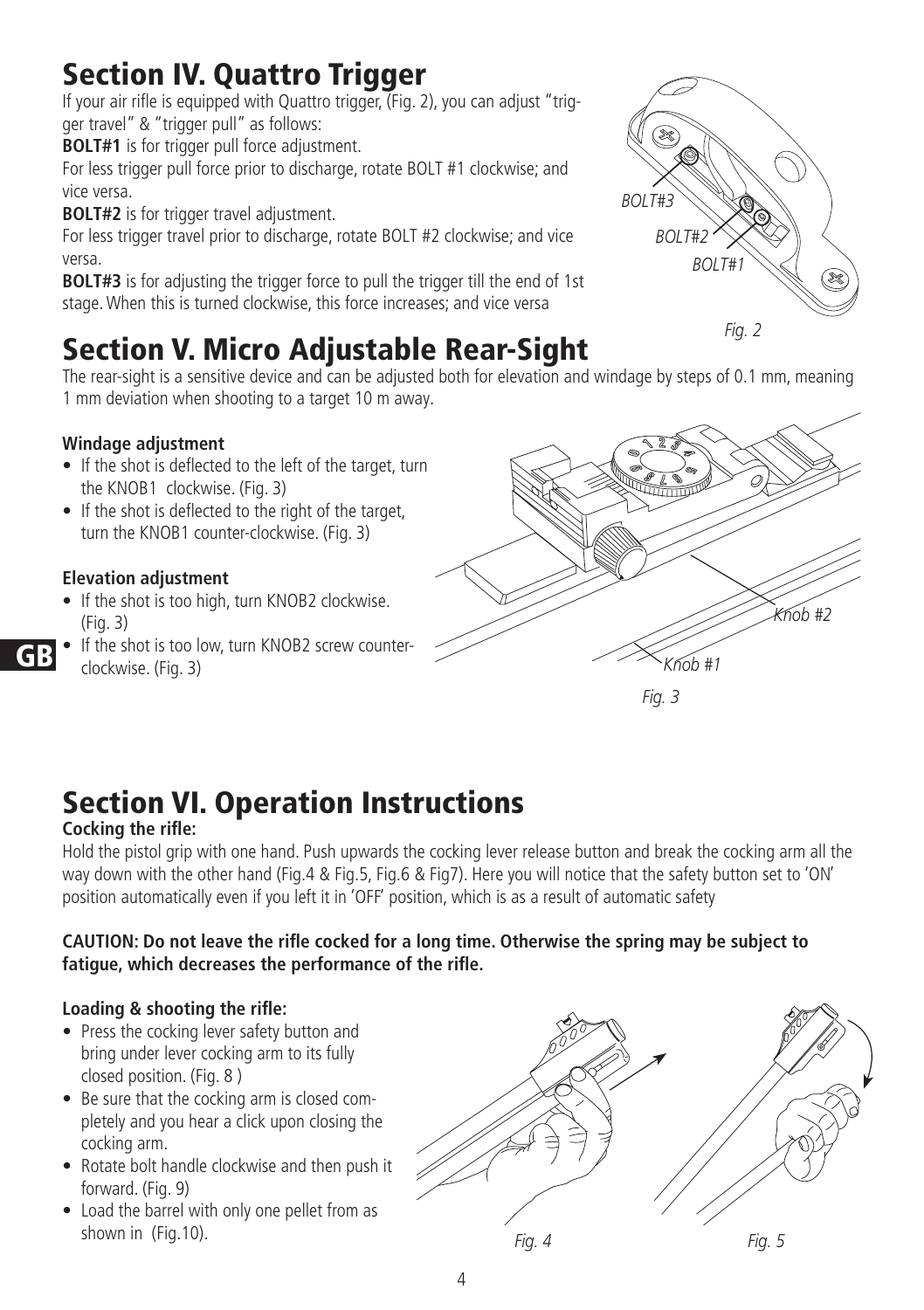# Section IV. Quattro Trigger

If your air rifle is equipped with Quattro trigger, (Fig. 2), you can adjust "trigger travel" & "trigger pull" as follows:

**BOLT#1** is for trigger pull force adjustment.

For less trigger pull force prior to discharge, rotate BOLT #1 clockwise; and vice versa.

**BOLT#2** is for trigger travel adjustment.

For less trigger travel prior to discharge, rotate BOLT #2 clockwise; and vice versa.

**BOLT#3** is for adjusting the trigger force to pull the trigger till the end of 1st stage. When this is turned clockwise, this force increases; and vice versa

*Fig. 2*

# Section V. Micro Adjustable Rear-Sight

The rear-sight is a sensitive device and can be adjusted both for elevation and windage by steps of 0.1 mm, meaning 1 mm deviation when shooting to a target 10 m away.

**Windage adjustment**

- If the shot is deflected to the left of the target, turn the KNOB1 clockwise. (Fig. 3)
- If the shot is deflected to the right of the target, turn the KNOB1 counter-clockwise. (Fig. 3)

**Elevation adjustment**

- If the shot is too high, turn KNOB2 clockwise. (Fig. 3)
- If the shot is too low, turn KNOB2 screw counter-clockwise. (Fig. 3)

*Fig. 3*

# Section VI. Operation Instructions

**Cocking the rifle:**

Hold the pistol grip with one hand. Push upwards the cocking lever release button and break the cocking arm all the way down with the other hand (Fig.4 & Fig.5, Fig.6 & Fig7). Here you will notice that the safety button set to 'ON' position automatically even if you left it in 'OFF' position, which is as a result of automatic safety

**CAUTION: Do not leave the rifle cocked for a long time. Otherwise the spring may be subject to fatigue, which decreases the performance of the rifle.**

**Loading & shooting the rifle:**

- Press the cocking lever safety button and bring under lever cocking arm to its fully closed position. (Fig. 8 )
- Be sure that the cocking arm is closed completely and you hear a click upon closing the cocking arm.
- Rotate bolt handle clockwise and then push it forward. (Fig. 9)
- Load the barrel with only one pellet from as shown in (Fig.10).

*Fig. 4* *Fig. 5*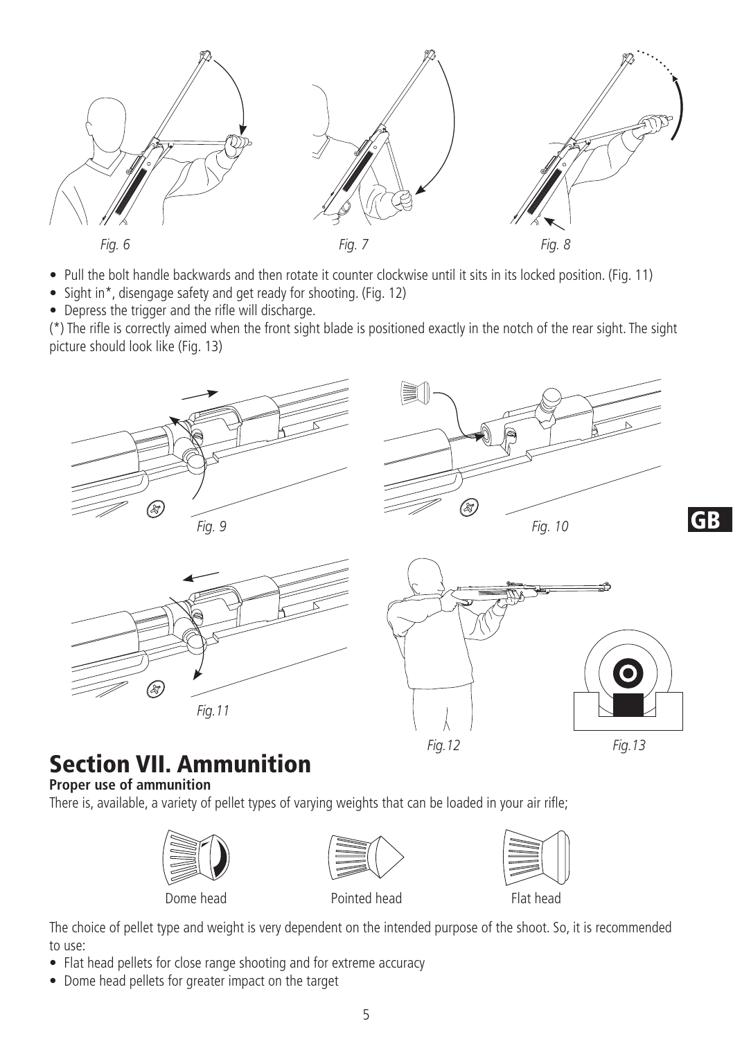Fig. 6

Fig. 7

Fig. 8

- Pull the bolt handle backwards and then rotate it counter clockwise until it sits in its locked position. (Fig. 11)
- Sight in*, disengage safety and get ready for shooting. (Fig. 12)
- Depress the trigger and the rifle will discharge.

(*) The rifle is correctly aimed when the front sight blade is positioned exactly in the notch of the rear sight. The sight picture should look like (Fig. 13)

Fig. 9

Fig. 10

Fig.11

Fig.12

Fig.13

## Section VII. Ammunition

**Proper use of ammunition**

There is, available, a variety of pellet types of varying weights that can be loaded in your air rifle;

Dome head

Pointed head

Flat head

The choice of pellet type and weight is very dependent on the intended purpose of the shoot. So, it is recommended to use:

- Flat head pellets for close range shooting and for extreme accuracy
- Dome head pellets for greater impact on the target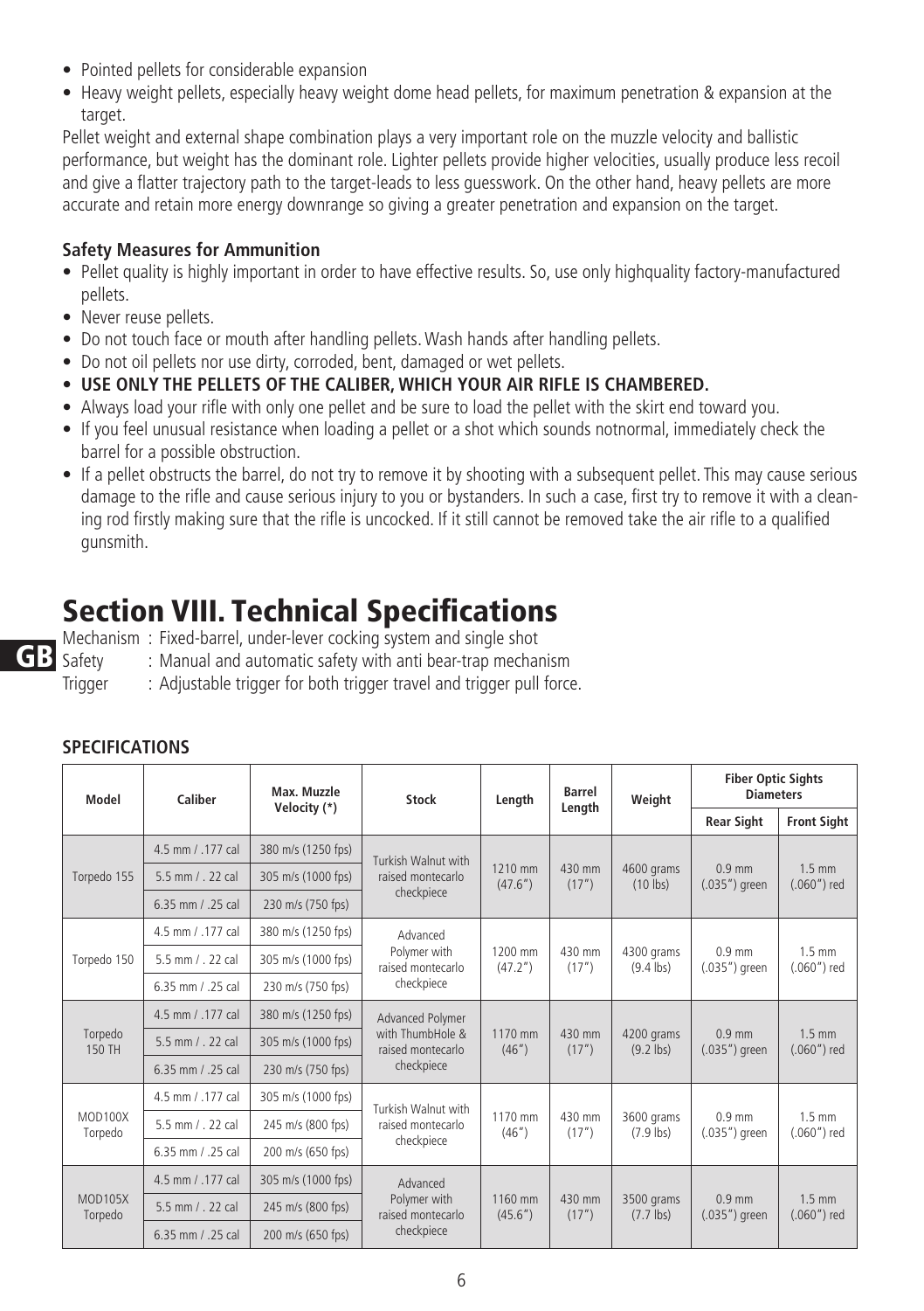- Pointed pellets for considerable expansion
- Heavy weight pellets, especially heavy weight dome head pellets, for maximum penetration & expansion at the target.

Pellet weight and external shape combination plays a very important role on the muzzle velocity and ballistic performance, but weight has the dominant role. Lighter pellets provide higher velocities, usually produce less recoil and give a flatter trajectory path to the target-leads to less guesswork. On the other hand, heavy pellets are more accurate and retain more energy downrange so giving a greater penetration and expansion on the target.

**Safety Measures for Ammunition**

- Pellet quality is highly important in order to have effective results. So, use only highquality factory-manufactured pellets.
- Never reuse pellets.
- Do not touch face or mouth after handling pellets. Wash hands after handling pellets.
- Do not oil pellets nor use dirty, corroded, bent, damaged or wet pellets.
- **USE ONLY THE PELLETS OF THE CALIBER, WHICH YOUR AIR RIFLE IS CHAMBERED.**
- Always load your rifle with only one pellet and be sure to load the pellet with the skirt end toward you.
- If you feel unusual resistance when loading a pellet or a shot which sounds notnormal, immediately check the barrel for a possible obstruction.
- If a pellet obstructs the barrel, do not try to remove it by shooting with a subsequent pellet. This may cause serious damage to the rifle and cause serious injury to you or bystanders. In such a case, first try to remove it with a cleaning rod firstly making sure that the rifle is uncocked. If it still cannot be removed take the air rifle to a qualified gunsmith.

# Section VIII. Technical Specifications

Mechanism : Fixed-barrel, under-lever cocking system and single shot
Safety : Manual and automatic safety with anti bear-trap mechanism
Trigger : Adjustable trigger for both trigger travel and trigger pull force.

**SPECIFICATIONS**

| Model | Caliber | Max. Muzzle Velocity (*) | Stock | Length | Barrel Length | Weight | Fiber Optic Sights Diameters | |
|---|---|---|---|---|---|---|---|---|
| | | | | | | | Rear Sight | Front Sight |
| Torpedo 155 | 4.5 mm / .177 cal | 380 m/s (1250 fps) | Turkish Walnut with raised montecarlo checkpiece | 1210 mm (47.6") | 430 mm (17") | 4600 grams (10 lbs) | 0.9 mm (.035") green | 1.5 mm (.060") red |
| | 5.5 mm / . 22 cal | 305 m/s (1000 fps) | | | | | | |
| | 6.35 mm / .25 cal | 230 m/s (750 fps) | | | | | | |
| Torpedo 150 | 4.5 mm / .177 cal | 380 m/s (1250 fps) | Advanced Polymer with raised montecarlo checkpiece | 1200 mm (47.2") | 430 mm (17") | 4300 grams (9.4 lbs) | 0.9 mm (.035") green | 1.5 mm (.060") red |
| | 5.5 mm / . 22 cal | 305 m/s (1000 fps) | | | | | | |
| | 6.35 mm / .25 cal | 230 m/s (750 fps) | | | | | | |
| Torpedo 150 TH | 4.5 mm / .177 cal | 380 m/s (1250 fps) | Advanced Polymer with ThumbHole & raised montecarlo checkpiece | 1170 mm (46") | 430 mm (17") | 4200 grams (9.2 lbs) | 0.9 mm (.035") green | 1.5 mm (.060") red |
| | 5.5 mm / . 22 cal | 305 m/s (1000 fps) | | | | | | |
| | 6.35 mm / .25 cal | 230 m/s (750 fps) | | | | | | |
| MOD100X Torpedo | 4.5 mm / .177 cal | 305 m/s (1000 fps) | Turkish Walnut with raised montecarlo checkpiece | 1170 mm (46") | 430 mm (17") | 3600 grams (7.9 lbs) | 0.9 mm (.035") green | 1.5 mm (.060") red |
| | 5.5 mm / . 22 cal | 245 m/s (800 fps) | | | | | | |
| | 6.35 mm / .25 cal | 200 m/s (650 fps) | | | | | | |
| MOD105X Torpedo | 4.5 mm / .177 cal | 305 m/s (1000 fps) | Advanced Polymer with raised montecarlo checkpiece | 1160 mm (45.6") | 430 mm (17") | 3500 grams (7.7 lbs) | 0.9 mm (.035") green | 1.5 mm (.060") red |
| | 5.5 mm / . 22 cal | 245 m/s (800 fps) | | | | | | |
| | 6.35 mm / .25 cal | 200 m/s (650 fps) | | | | | | |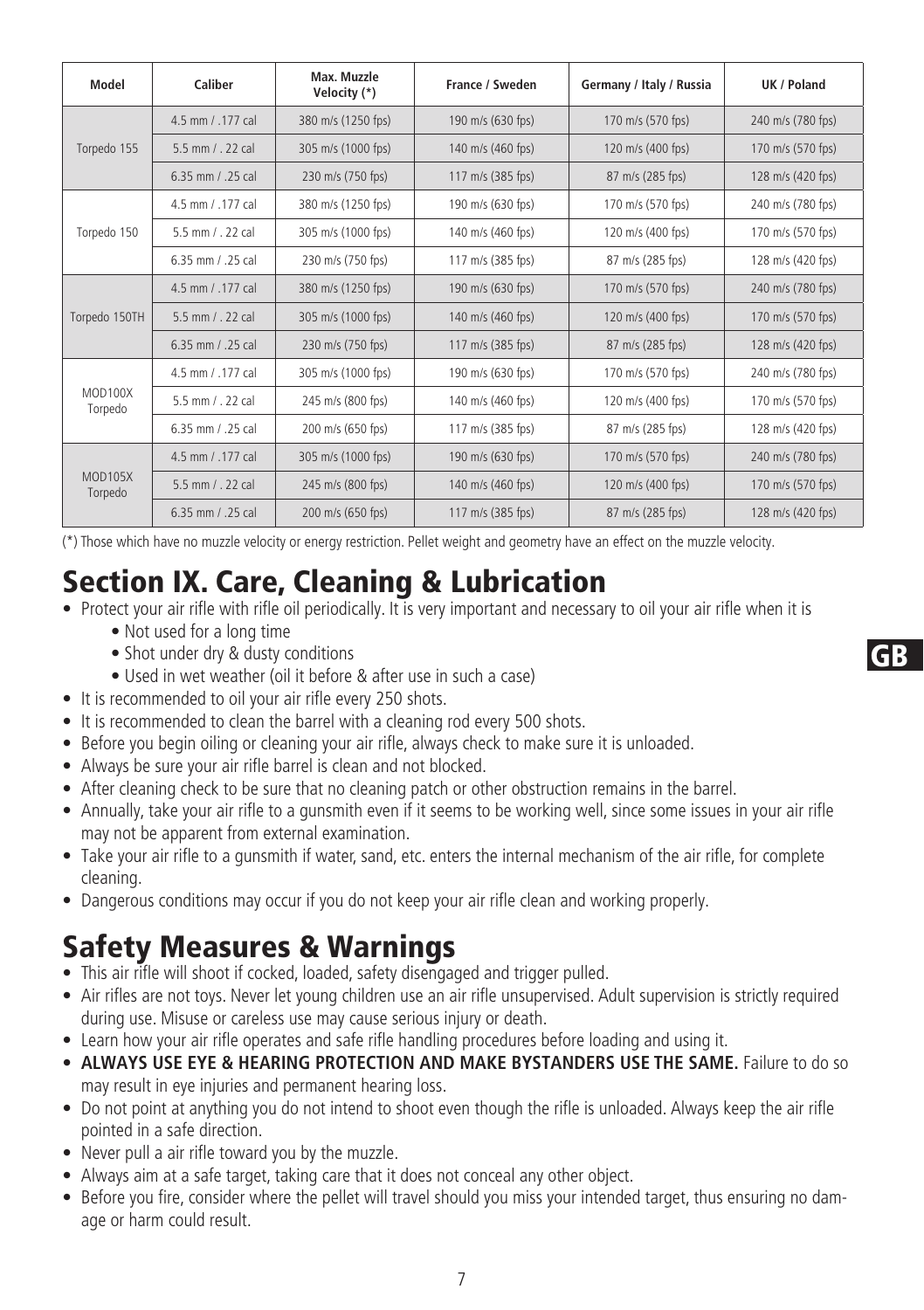| Model | Caliber | Max. Muzzle Velocity (*) | France / Sweden | Germany / Italy / Russia | UK / Poland |
|---|---|---|---|---|---|
| Torpedo 155 | 4.5 mm / .177 cal | 380 m/s (1250 fps) | 190 m/s (630 fps) | 170 m/s (570 fps) | 240 m/s (780 fps) |
| | 5.5 mm / . 22 cal | 305 m/s (1000 fps) | 140 m/s (460 fps) | 120 m/s (400 fps) | 170 m/s (570 fps) |
| | 6.35 mm / .25 cal | 230 m/s (750 fps) | 117 m/s (385 fps) | 87 m/s (285 fps) | 128 m/s (420 fps) |
| Torpedo 150 | 4.5 mm / .177 cal | 380 m/s (1250 fps) | 190 m/s (630 fps) | 170 m/s (570 fps) | 240 m/s (780 fps) |
| | 5.5 mm / . 22 cal | 305 m/s (1000 fps) | 140 m/s (460 fps) | 120 m/s (400 fps) | 170 m/s (570 fps) |
| | 6.35 mm / .25 cal | 230 m/s (750 fps) | 117 m/s (385 fps) | 87 m/s (285 fps) | 128 m/s (420 fps) |
| Torpedo 150TH | 4.5 mm / .177 cal | 380 m/s (1250 fps) | 190 m/s (630 fps) | 170 m/s (570 fps) | 240 m/s (780 fps) |
| | 5.5 mm / . 22 cal | 305 m/s (1000 fps) | 140 m/s (460 fps) | 120 m/s (400 fps) | 170 m/s (570 fps) |
| | 6.35 mm / .25 cal | 230 m/s (750 fps) | 117 m/s (385 fps) | 87 m/s (285 fps) | 128 m/s (420 fps) |
| MOD100X Torpedo | 4.5 mm / .177 cal | 305 m/s (1000 fps) | 190 m/s (630 fps) | 170 m/s (570 fps) | 240 m/s (780 fps) |
| | 5.5 mm / . 22 cal | 245 m/s (800 fps) | 140 m/s (460 fps) | 120 m/s (400 fps) | 170 m/s (570 fps) |
| | 6.35 mm / .25 cal | 200 m/s (650 fps) | 117 m/s (385 fps) | 87 m/s (285 fps) | 128 m/s (420 fps) |
| MOD105X Torpedo | 4.5 mm / .177 cal | 305 m/s (1000 fps) | 190 m/s (630 fps) | 170 m/s (570 fps) | 240 m/s (780 fps) |
| | 5.5 mm / . 22 cal | 245 m/s (800 fps) | 140 m/s (460 fps) | 120 m/s (400 fps) | 170 m/s (570 fps) |
| | 6.35 mm / .25 cal | 200 m/s (650 fps) | 117 m/s (385 fps) | 87 m/s (285 fps) | 128 m/s (420 fps) |

(*) Those which have no muzzle velocity or energy restriction. Pellet weight and geometry have an effect on the muzzle velocity.

# Section IX. Care, Cleaning & Lubrication

- Protect your air rifle with rifle oil periodically. It is very important and necessary to oil your air rifle when it is
  - Not used for a long time
  - Shot under dry & dusty conditions
  - Used in wet weather (oil it before & after use in such a case)
- It is recommended to oil your air rifle every 250 shots.
- It is recommended to clean the barrel with a cleaning rod every 500 shots.
- Before you begin oiling or cleaning your air rifle, always check to make sure it is unloaded.
- Always be sure your air rifle barrel is clean and not blocked.
- After cleaning check to be sure that no cleaning patch or other obstruction remains in the barrel.
- Annually, take your air rifle to a gunsmith even if it seems to be working well, since some issues in your air rifle may not be apparent from external examination.
- Take your air rifle to a gunsmith if water, sand, etc. enters the internal mechanism of the air rifle, for complete cleaning.
- Dangerous conditions may occur if you do not keep your air rifle clean and working properly.

# Safety Measures & Warnings

- This air rifle will shoot if cocked, loaded, safety disengaged and trigger pulled.
- Air rifles are not toys. Never let young children use an air rifle unsupervised. Adult supervision is strictly required during use. Misuse or careless use may cause serious injury or death.
- Learn how your air rifle operates and safe rifle handling procedures before loading and using it.
- **ALWAYS USE EYE & HEARING PROTECTION AND MAKE BYSTANDERS USE THE SAME.** Failure to do so may result in eye injuries and permanent hearing loss.
- Do not point at anything you do not intend to shoot even though the rifle is unloaded. Always keep the air rifle pointed in a safe direction.
- Never pull a air rifle toward you by the muzzle.
- Always aim at a safe target, taking care that it does not conceal any other object.
- Before you fire, consider where the pellet will travel should you miss your intended target, thus ensuring no damage or harm could result.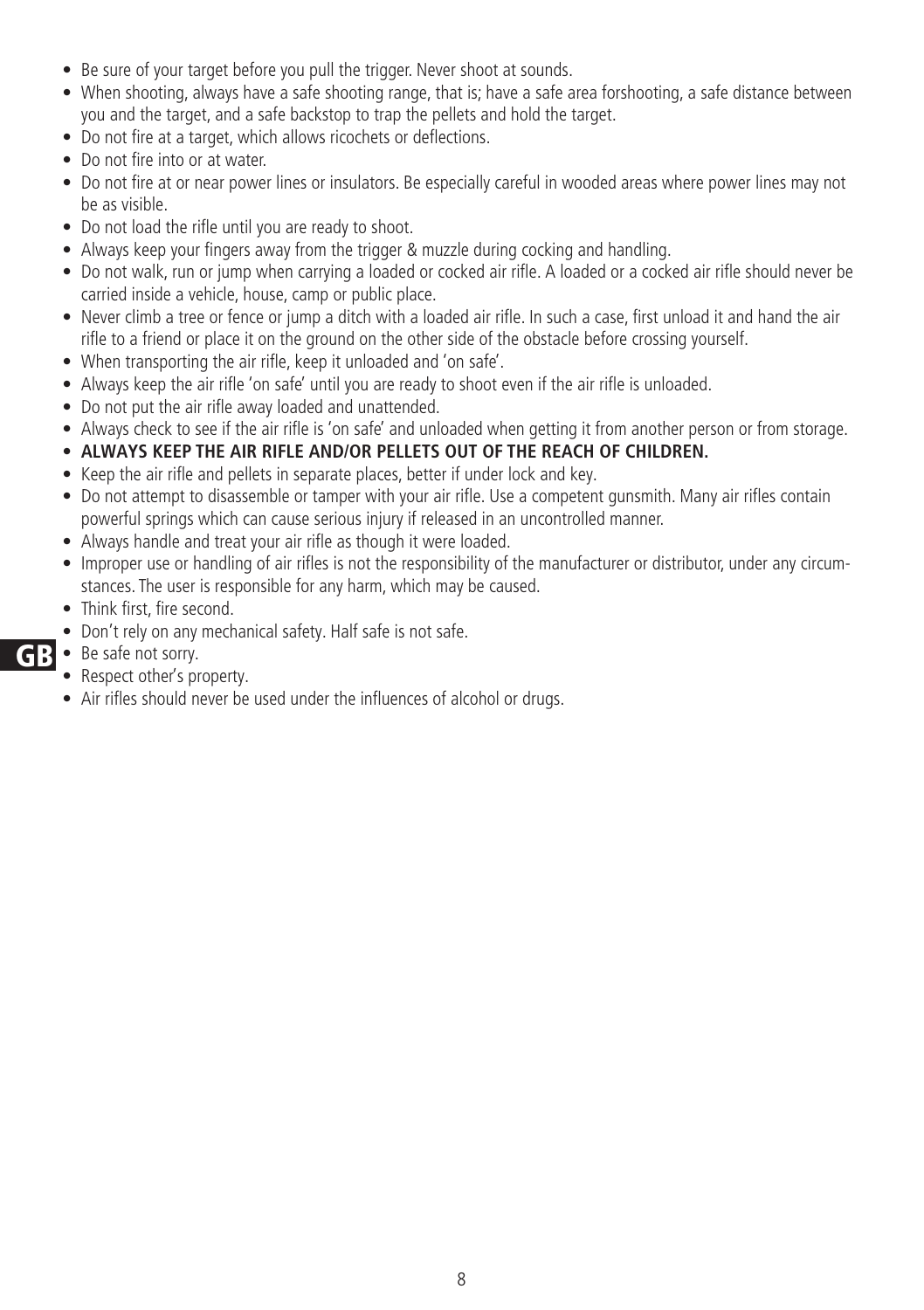- Be sure of your target before you pull the trigger. Never shoot at sounds.
- When shooting, always have a safe shooting range, that is; have a safe area forshooting, a safe distance between you and the target, and a safe backstop to trap the pellets and hold the target.
- Do not fire at a target, which allows ricochets or deflections.
- Do not fire into or at water.
- Do not fire at or near power lines or insulators. Be especially careful in wooded areas where power lines may not be as visible.
- Do not load the rifle until you are ready to shoot.
- Always keep your fingers away from the trigger & muzzle during cocking and handling.
- Do not walk, run or jump when carrying a loaded or cocked air rifle. A loaded or a cocked air rifle should never be carried inside a vehicle, house, camp or public place.
- Never climb a tree or fence or jump a ditch with a loaded air rifle. In such a case, first unload it and hand the air rifle to a friend or place it on the ground on the other side of the obstacle before crossing yourself.
- When transporting the air rifle, keep it unloaded and 'on safe'.
- Always keep the air rifle 'on safe' until you are ready to shoot even if the air rifle is unloaded.
- Do not put the air rifle away loaded and unattended.
- Always check to see if the air rifle is 'on safe' and unloaded when getting it from another person or from storage.
- **ALWAYS KEEP THE AIR RIFLE AND/OR PELLETS OUT OF THE REACH OF CHILDREN.**
- Keep the air rifle and pellets in separate places, better if under lock and key.
- Do not attempt to disassemble or tamper with your air rifle. Use a competent gunsmith. Many air rifles contain powerful springs which can cause serious injury if released in an uncontrolled manner.
- Always handle and treat your air rifle as though it were loaded.
- Improper use or handling of air rifles is not the responsibility of the manufacturer or distributor, under any circumstances. The user is responsible for any harm, which may be caused.
- Think first, fire second.
- Don't rely on any mechanical safety. Half safe is not safe.
- Be safe not sorry.
- Respect other's property.
- Air rifles should never be used under the influences of alcohol or drugs.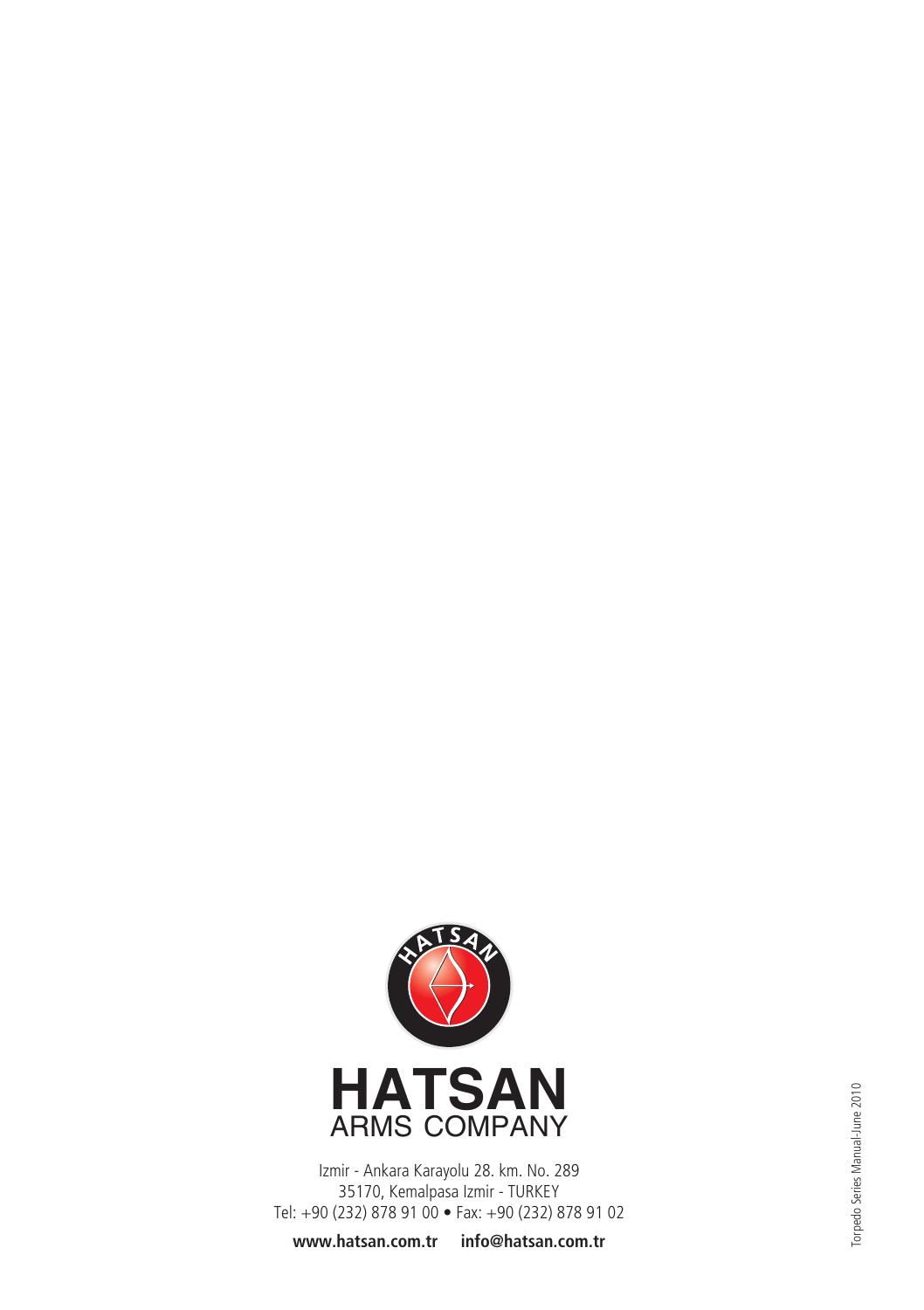HATSAN

ARMS COMPANY

Izmir - Ankara Karayolu 28. km. No. 289
35170, Kemalpasa Izmir - TURKEY
Tel: +90 (232) 878 91 00 • Fax: +90 (232) 878 91 02

**www.hatsan.com.tr** **info@hatsan.com.tr**

Torpedo Series Manual-June 2010